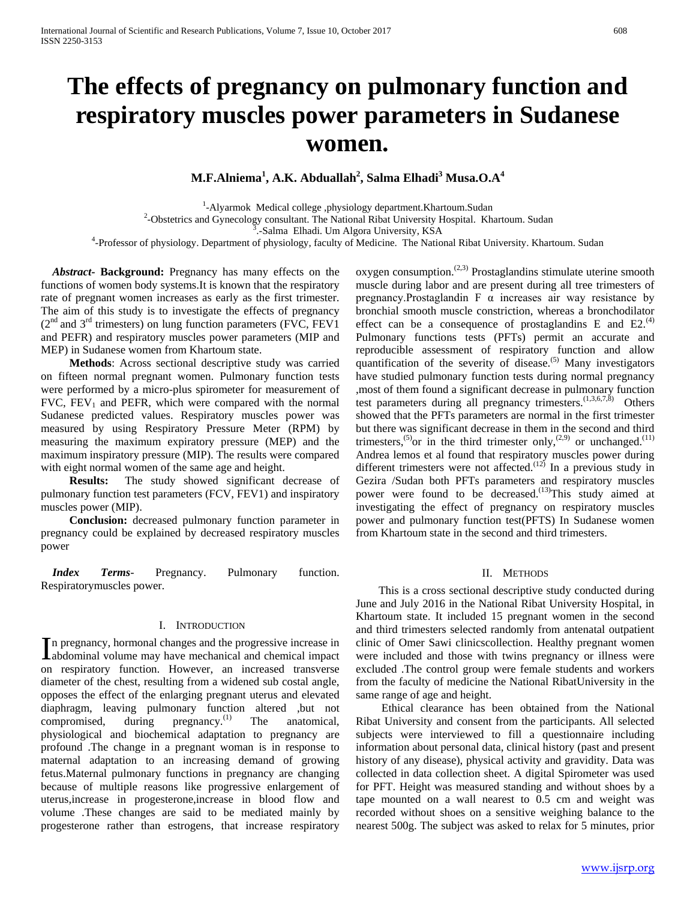# The effects of pregnancy on pulmonary function and respiratory muscles power parameters in Sudanese women.

**M.F.Alniema[1], A.K. Abduallah[2], Salma Elhadi[3] Musa.O.A[4]**

[1]-Alyarmok Medical college ,physiology department.Khartoum.Sudan
[2]-Obstetrics and Gynecology consultant. The National Ribat University Hospital. Khartoum. Sudan
[3].-Salma Elhadi. Um Algora University, KSA
[4]-Professor of physiology. Department of physiology, faculty of Medicine. The National Ribat University. Khartoum. Sudan

***Abstract*- Background:** Pregnancy has many effects on the functions of women body systems.It is known that the respiratory rate of pregnant women increases as early as the first trimester. The aim of this study is to investigate the effects of pregnancy ($2^{nd}$ and $3^{rd}$ trimesters) on lung function parameters (FVC, FEV1 and PEFR) and respiratory muscles power parameters (MIP and MEP) in Sudanese women from Khartoum state.

**Methods**: Across sectional descriptive study was carried on fifteen normal pregnant women. Pulmonary function tests were performed by a micro-plus spirometer for measurement of FVC, $FEV_1$ and PEFR, which were compared with the normal Sudanese predicted values. Respiratory muscles power was measured by using Respiratory Pressure Meter (RPM) by measuring the maximum expiratory pressure (MEP) and the maximum inspiratory pressure (MIP). The results were compared with eight normal women of the same age and height.

**Results:** The study showed significant decrease of pulmonary function test parameters (FCV, FEV1) and inspiratory muscles power (MIP).

**Conclusion:** decreased pulmonary function parameter in pregnancy could be explained by decreased respiratory muscles power

***Index Terms*-** Pregnancy. Pulmonary function. Respiratorymuscles power.

## I. Introduction

In pregnancy, hormonal changes and the progressive increase in abdominal volume may have mechanical and chemical impact on respiratory function. However, an increased transverse diameter of the chest, resulting from a widened sub costal angle, opposes the effect of the enlarging pregnant uterus and elevated diaphragm, leaving pulmonary function altered ,but not compromised, during pregnancy.[1] The anatomical, physiological and biochemical adaptation to pregnancy are profound .The change in a pregnant woman is in response to maternal adaptation to an increasing demand of growing fetus.Maternal pulmonary functions in pregnancy are changing because of multiple reasons like progressive enlargement of uterus,increase in progesterone,increase in blood flow and volume .These changes are said to be mediated mainly by progesterone rather than estrogens, that increase respiratory oxygen consumption.[2,3] Prostaglandins stimulate uterine smooth muscle during labor and are present during all tree trimesters of pregnancy.Prostaglandin F α increases air way resistance by bronchial smooth muscle constriction, whereas a bronchodilator effect can be a consequence of prostaglandins E and E2.[4] Pulmonary functions tests (PFTs) permit an accurate and reproducible assessment of respiratory function and allow quantification of the severity of disease.[5] Many investigators have studied pulmonary function tests during normal pregnancy ,most of them found a significant decrease in pulmonary function test parameters during all pregnancy trimesters.[1,3,6,7,8] Others showed that the PFTs parameters are normal in the first trimester but there was significant decrease in them in the second and third trimesters,[5]or in the third trimester only,[2,9] or unchanged.[11] Andrea lemos et al found that respiratory muscles power during different trimesters were not affected.[12] In a previous study in Gezira /Sudan both PFTs parameters and respiratory muscles power were found to be decreased.[13]This study aimed at investigating the effect of pregnancy on respiratory muscles power and pulmonary function test(PFTS) In Sudanese women from Khartoum state in the second and third trimesters.

## II. Methods

This is a cross sectional descriptive study conducted during June and July 2016 in the National Ribat University Hospital, in Khartoum state. It included 15 pregnant women in the second and third trimesters selected randomly from antenatal outpatient clinic of Omer Sawi clinicscollection. Healthy pregnant women were included and those with twins pregnancy or illness were excluded .The control group were female students and workers from the faculty of medicine the National RibatUniversity in the same range of age and height.

Ethical clearance has been obtained from the National Ribat University and consent from the participants. All selected subjects were interviewed to fill a questionnaire including information about personal data, clinical history (past and present history of any disease), physical activity and gravidity. Data was collected in data collection sheet. A digital Spirometer was used for PFT. Height was measured standing and without shoes by a tape mounted on a wall nearest to 0.5 cm and weight was recorded without shoes on a sensitive weighing balance to the nearest 500g. The subject was asked to relax for 5 minutes, prior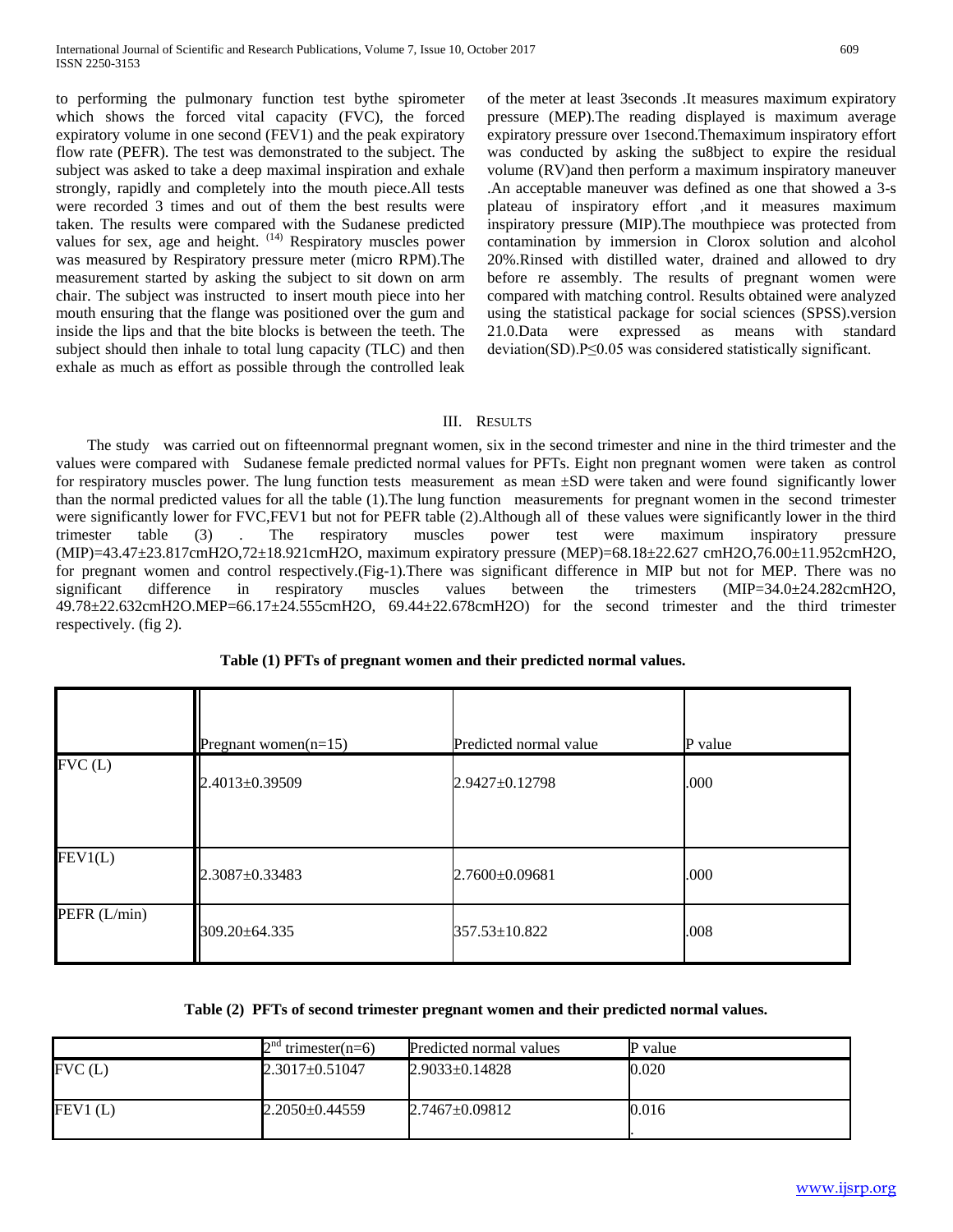to performing the pulmonary function test bythe spirometer which shows the forced vital capacity (FVC), the forced expiratory volume in one second (FEV1) and the peak expiratory flow rate (PEFR). The test was demonstrated to the subject. The subject was asked to take a deep maximal inspiration and exhale strongly, rapidly and completely into the mouth piece.All tests were recorded 3 times and out of them the best results were taken. The results were compared with the Sudanese predicted values for sex, age and height. [14] Respiratory muscles power was measured by Respiratory pressure meter (micro RPM).The measurement started by asking the subject to sit down on arm chair. The subject was instructed to insert mouth piece into her mouth ensuring that the flange was positioned over the gum and inside the lips and that the bite blocks is between the teeth. The subject should then inhale to total lung capacity (TLC) and then exhale as much as effort as possible through the controlled leak of the meter at least 3seconds .It measures maximum expiratory pressure (MEP).The reading displayed is maximum average expiratory pressure over 1second.Themaximum inspiratory effort was conducted by asking the su8bject to expire the residual volume (RV)and then perform a maximum inspiratory maneuver .An acceptable maneuver was defined as one that showed a 3-s plateau of inspiratory effort ,and it measures maximum inspiratory pressure (MIP).The mouthpiece was protected from contamination by immersion in Clorox solution and alcohol 20%.Rinsed with distilled water, drained and allowed to dry before re assembly. The results of pregnant women were compared with matching control. Results obtained were analyzed using the statistical package for social sciences (SPSS).version 21.0.Data were expressed as means with standard deviation(SD).P≤0.05 was considered statistically significant.

## III. Results

The study was carried out on fifteennormal pregnant women, six in the second trimester and nine in the third trimester and the values were compared with Sudanese female predicted normal values for PFTs. Eight non pregnant women were taken as control for respiratory muscles power. The lung function tests measurement as mean ±SD were taken and were found significantly lower than the normal predicted values for all the table (1).The lung function measurements for pregnant women in the second trimester were significantly lower for FVC,FEV1 but not for PEFR table (2).Although all of these values were significantly lower in the third trimester table (3) . The respiratory muscles power test were maximum inspiratory pressure (MIP)=43.47±23.817cmH2O,72±18.921cmH2O, maximum expiratory pressure (MEP)=68.18±22.627 cmH2O,76.00±11.952cmH2O, for pregnant women and control respectively.(Fig-1).There was significant difference in MIP but not for MEP. There was no significant difference in respiratory muscles values between the trimesters (MIP=34.0±24.282cmH2O, 49.78±22.632cmH2O.MEP=66.17±24.555cmH2O, 69.44±22.678cmH2O) for the second trimester and the third trimester respectively. (fig 2).

**Table (1) PFTs of pregnant women and their predicted normal values.**

| | Pregnant women(n=15) | Predicted normal value | P value |
|---|---|---|---|
| FVC (L) | 2.4013±0.39509 | 2.9427±0.12798 | .000 |
| FEV1(L) | 2.3087±0.33483 | 2.7600±0.09681 | .000 |
| PEFR (L/min) | 309.20±64.335 | 357.53±10.822 | .008 |

**Table (2) PFTs of second trimester pregnant women and their predicted normal values.**

| | 2nd trimester(n=6) | Predicted normal values | P value |
|---|---|---|---|
| FVC (L) | 2.3017±0.51047 | 2.9033±0.14828 | 0.020 |
| FEV1 (L) | 2.2050±0.44559 | 2.7467±0.09812 | 0.016 |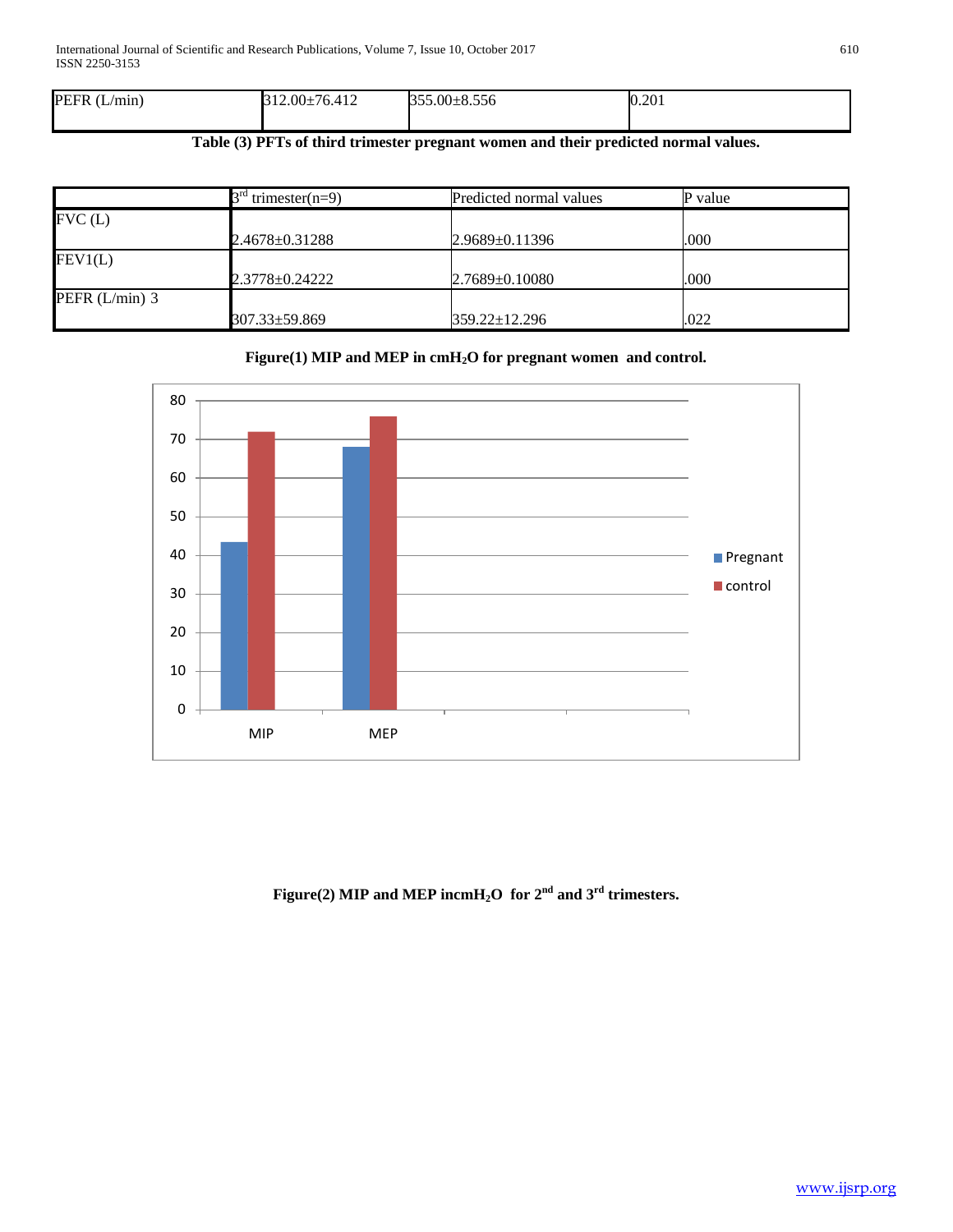| PEFR (L/min) | 312.00±76.412 | 355.00±8.556 | 0.201 |
|---|---|---|---|

**Table (3) PFTs of third trimester pregnant women and their predicted normal values.**

| | 3rd trimester(n=9) | Predicted normal values | P value |
|---|---|---|---|
| FVC (L) | 2.4678±0.31288 | 2.9689±0.11396 | .000 |
| FEV1(L) | 2.3778±0.24222 | 2.7689±0.10080 | .000 |
| PEFR (L/min) 3 | 307.33±59.869 | 359.22±12.296 | .022 |

**Figure(1) MIP and MEP in cm$H_2O$ for pregnant women and control.**

**Figure(2) MIP and MEP incm$H_2O$ for 2nd and 3rd trimesters.**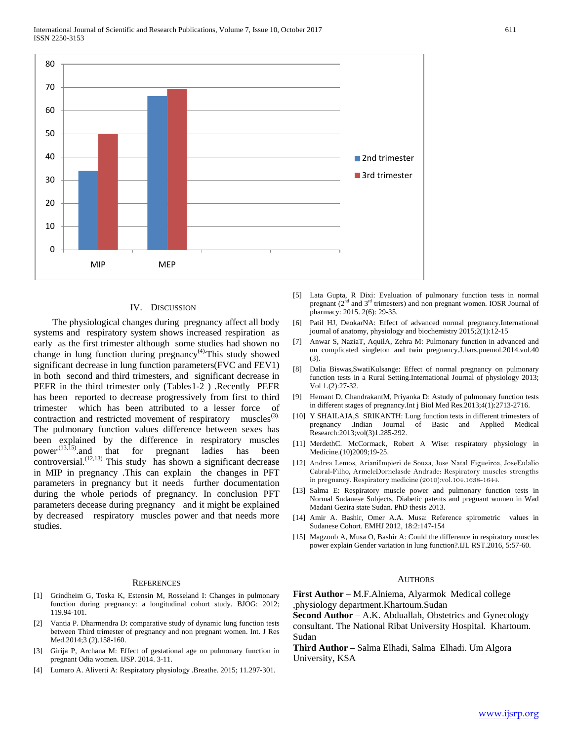## IV. Discussion

The physiological changes during pregnancy affect all body systems and respiratory system shows increased respiration as early as the first trimester although some studies had shown no change in lung function during pregnancy[4]. This study showed significant decrease in lung function parameters(FVC and FEV1) in both second and third trimesters, and significant decrease in PEFR in the third trimester only (Tables1-2 ) .Recently PEFR has been reported to decrease progressively from first to third trimester which has been attributed to a lesser force of contraction and restricted movement of respiratory muscles[3]. The pulmonary function values difference between sexes has been explained by the difference in respiratory muscles power[13,15].and that for pregnant ladies has been controversial.[12,13] This study has shown a significant decrease in MIP in pregnancy .This can explain the changes in PFT parameters in pregnancy but it needs further documentation during the whole periods of pregnancy. In conclusion PFT parameters decease during pregnancy and it might be explained by decreased respiratory muscles power and that needs more studies.

## References

[1] Grindheim G, Toska K, Estensin M, Rosseland I: Changes in pulmonary function during pregnancy: a longitudinal cohort study. BJOG: 2012; 119.94-101.

[2] Vantia P. Dharmendra D: comparative study of dynamic lung function tests between Third trimester of pregnancy and non pregnant women. Int. J Res Med.2014;3 (2).158-160.

[3] Girija P, Archana M: Effect of gestational age on pulmonary function in pregnant Odia women. IJSP. 2014. 3-11.

[4] Lumaro A. Aliverti A: Respiratory physiology .Breathe. 2015; 11.297-301.

[5] Lata Gupta, R Dixi: Evaluation of pulmonary function tests in normal pregnant (2nd and 3rd trimesters) and non pregnant women. IOSR Journal of pharmacy: 2015. 2(6): 29-35.

[6] Patil HJ, DeokarNA: Effect of advanced normal pregnancy.International journal of anatomy, physiology and biochemistry 2015;2(1):12-15

[7] Anwar S, NaziaT, AquilA, Zehra M: Pulmonary function in advanced and un complicated singleton and twin pregnancy.J.bars.pnemol.2014.vol.40 (3).

[8] Dalia Biswas,SwatiKulsange: Effect of normal pregnancy on pulmonary function tests in a Rural Setting.International Journal of physiology 2013; Vol 1.(2):27-32.

[9] Hemant D, ChandrakantM, Priyanka D: Astudy of pulmonary function tests in different stages of pregnancy.Int j Biol Med Res.2013;4(1):2713-2716.

[10] Y SHAILAJA,S SRIKANTH: Lung function tests in different trimesters of pregnancy .Indian Journal of Basic and Applied Medical Research:2013;vol(3)1.285-292.

[11] MerdethC. McCormack, Robert A Wise: respiratory physiology in Medicine.(10)2009;19-25.

[12] Andrea Lemos, ArianiImpieri de Souza, Jose Natal Figueiroa, JoseEulalio Cabral-Filho, ArmeleDornelasde Andrade: Respiratory muscles strengths in pregnancy. Respiratory medicine (2010):vol.104.1638-1644.

[13] Salma E: Respiratory muscle power and pulmonary function tests in Normal Sudanese Subjects, Diabetic patents and pregnant women in Wad Madani Gezira state Sudan. PhD thesis 2013.

[14] Amir A. Bashir, Omer A.A. Musa: Reference spirometric values in Sudanese Cohort. EMHJ 2012, 18:2:147-154

[15] Magzoub A, Musa O, Bashir A: Could the difference in respiratory muscles power explain Gender variation in lung function?.IJL RST.2016, 5:57-60.

## Authors

**First Author** – M.F.Alniema, Alyarmok Medical college ,physiology department.Khartoum.Sudan

**Second Author** – A.K. Abduallah, Obstetrics and Gynecology consultant. The National Ribat University Hospital. Khartoum. Sudan

**Third Author** – Salma Elhadi, Salma Elhadi. Um Algora University, KSA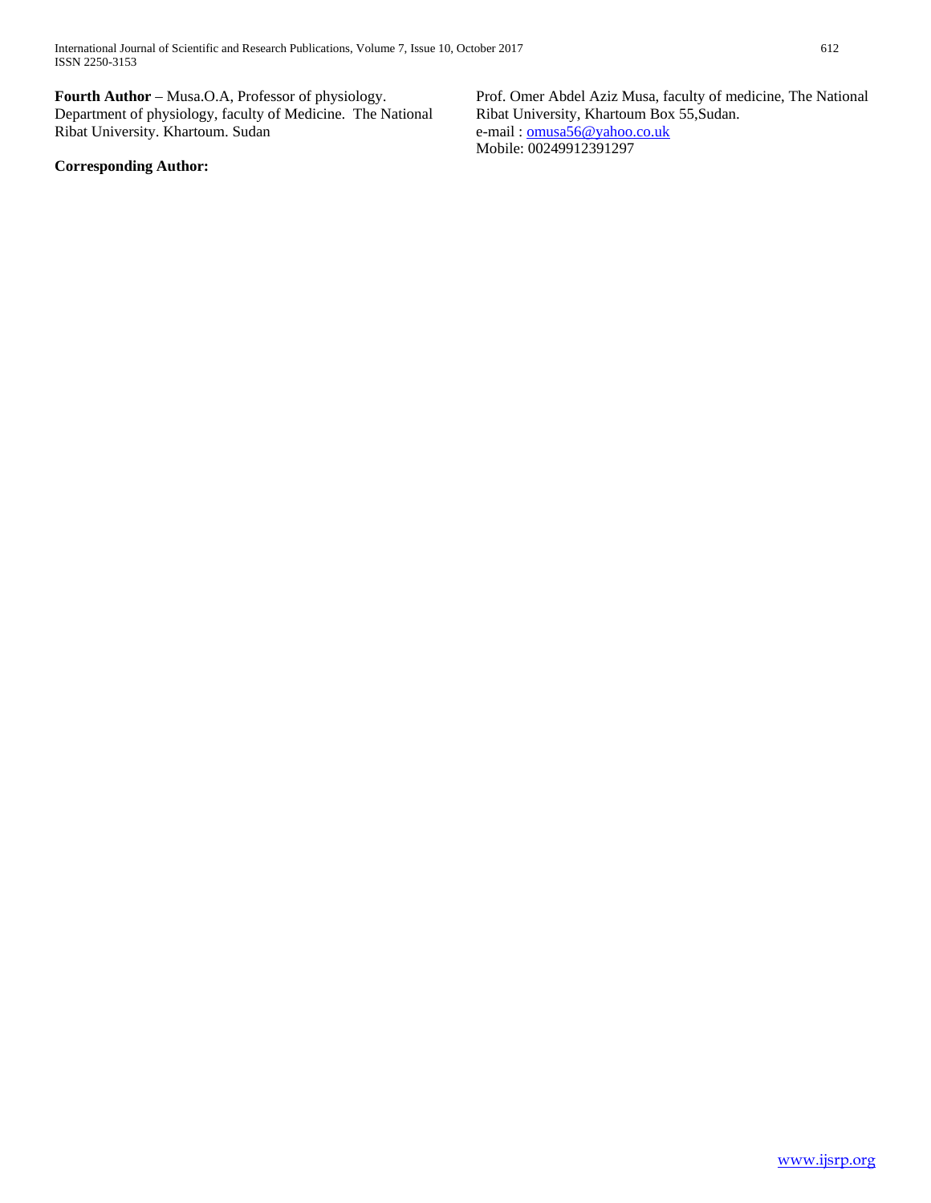**Fourth Author** – Musa.O.A, Professor of physiology. Department of physiology, faculty of Medicine. The National Ribat University. Khartoum. Sudan

**Corresponding Author:**

Prof. Omer Abdel Aziz Musa, faculty of medicine, The National Ribat University, Khartoum Box 55,Sudan.
e-mail : omusa56@yahoo.co.uk
Mobile: 00249912391297